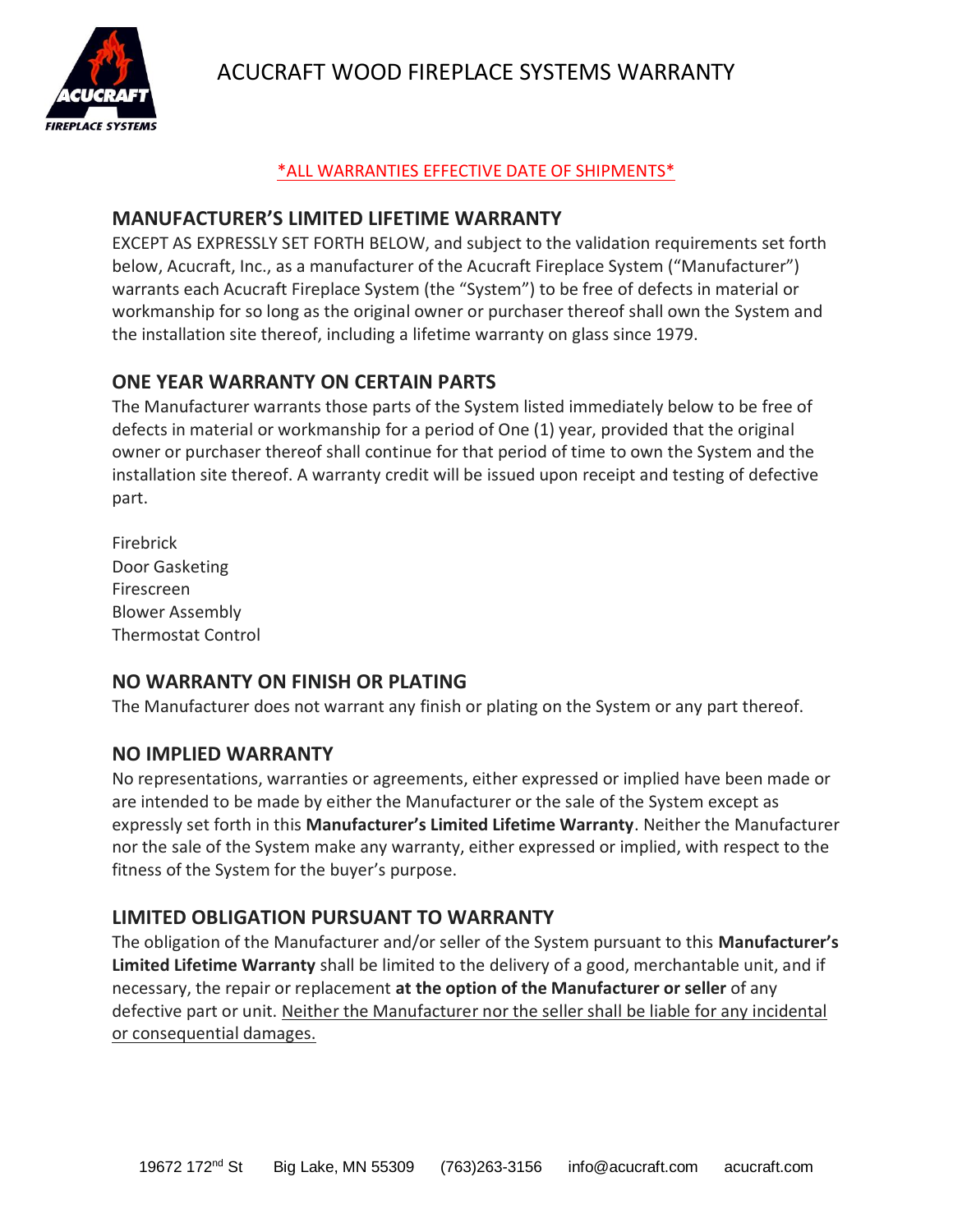# ACUCRAFT WOOD FIREPLACE SYSTEMS WARRANTY

*ALL WARRANTIES EFFECTIVE DATE OF SHIPMENTS*

## MANUFACTURER'S LIMITED LIFETIME WARRANTY

EXCEPT AS EXPRESSLY SET FORTH BELOW, and subject to the validation requirements set forth below, Acucraft, Inc., as a manufacturer of the Acucraft Fireplace System ("Manufacturer") warrants each Acucraft Fireplace System (the "System") to be free of defects in material or workmanship for so long as the original owner or purchaser thereof shall own the System and the installation site thereof, including a lifetime warranty on glass since 1979.

## ONE YEAR WARRANTY ON CERTAIN PARTS

The Manufacturer warrants those parts of the System listed immediately below to be free of defects in material or workmanship for a period of One (1) year, provided that the original owner or purchaser thereof shall continue for that period of time to own the System and the installation site thereof. A warranty credit will be issued upon receipt and testing of defective part.

Firebrick
Door Gasketing
Firescreen
Blower Assembly
Thermostat Control

## NO WARRANTY ON FINISH OR PLATING

The Manufacturer does not warrant any finish or plating on the System or any part thereof.

## NO IMPLIED WARRANTY

No representations, warranties or agreements, either expressed or implied have been made or are intended to be made by either the Manufacturer or the sale of the System except as expressly set forth in this **Manufacturer's Limited Lifetime Warranty**. Neither the Manufacturer nor the sale of the System make any warranty, either expressed or implied, with respect to the fitness of the System for the buyer's purpose.

## LIMITED OBLIGATION PURSUANT TO WARRANTY

The obligation of the Manufacturer and/or seller of the System pursuant to this **Manufacturer's Limited Lifetime Warranty** shall be limited to the delivery of a good, merchantable unit, and if necessary, the repair or replacement **at the option of the Manufacturer or seller** of any defective part or unit. Neither the Manufacturer nor the seller shall be liable for any incidental or consequential damages.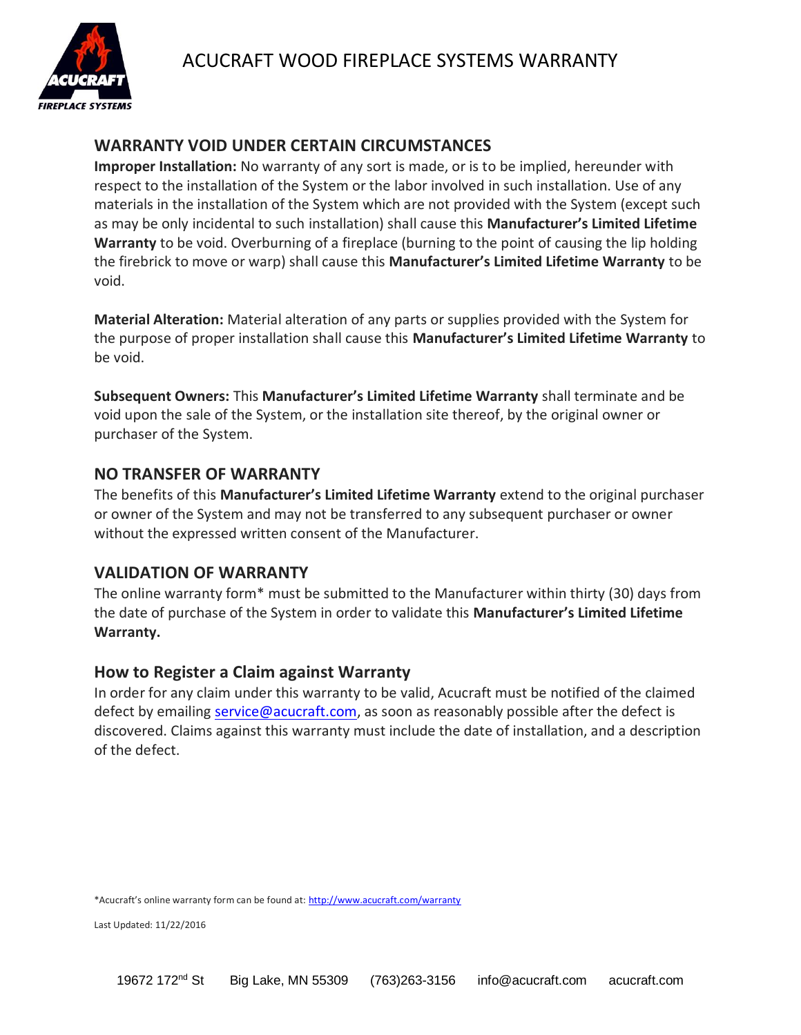# ACUCRAFT WOOD FIREPLACE SYSTEMS WARRANTY

## WARRANTY VOID UNDER CERTAIN CIRCUMSTANCES

**Improper Installation:** No warranty of any sort is made, or is to be implied, hereunder with respect to the installation of the System or the labor involved in such installation. Use of any materials in the installation of the System which are not provided with the System (except such as may be only incidental to such installation) shall cause this **Manufacturer's Limited Lifetime Warranty** to be void. Overburning of a fireplace (burning to the point of causing the lip holding the firebrick to move or warp) shall cause this **Manufacturer's Limited Lifetime Warranty** to be void.

**Material Alteration:** Material alteration of any parts or supplies provided with the System for the purpose of proper installation shall cause this **Manufacturer's Limited Lifetime Warranty** to be void.

**Subsequent Owners:** This **Manufacturer's Limited Lifetime Warranty** shall terminate and be void upon the sale of the System, or the installation site thereof, by the original owner or purchaser of the System.

## NO TRANSFER OF WARRANTY

The benefits of this **Manufacturer's Limited Lifetime Warranty** extend to the original purchaser or owner of the System and may not be transferred to any subsequent purchaser or owner without the expressed written consent of the Manufacturer.

## VALIDATION OF WARRANTY

The online warranty form* must be submitted to the Manufacturer within thirty (30) days from the date of purchase of the System in order to validate this **Manufacturer's Limited Lifetime Warranty.**

## How to Register a Claim against Warranty

In order for any claim under this warranty to be valid, Acucraft must be notified of the claimed defect by emailing service@acucraft.com, as soon as reasonably possible after the defect is discovered. Claims against this warranty must include the date of installation, and a description of the defect.

*Acucraft's online warranty form can be found at: http://www.acucraft.com/warranty

Last Updated: 11/22/2016

19672 172nd St Big Lake, MN 55309 (763)263-3156 info@acucraft.com acucraft.com